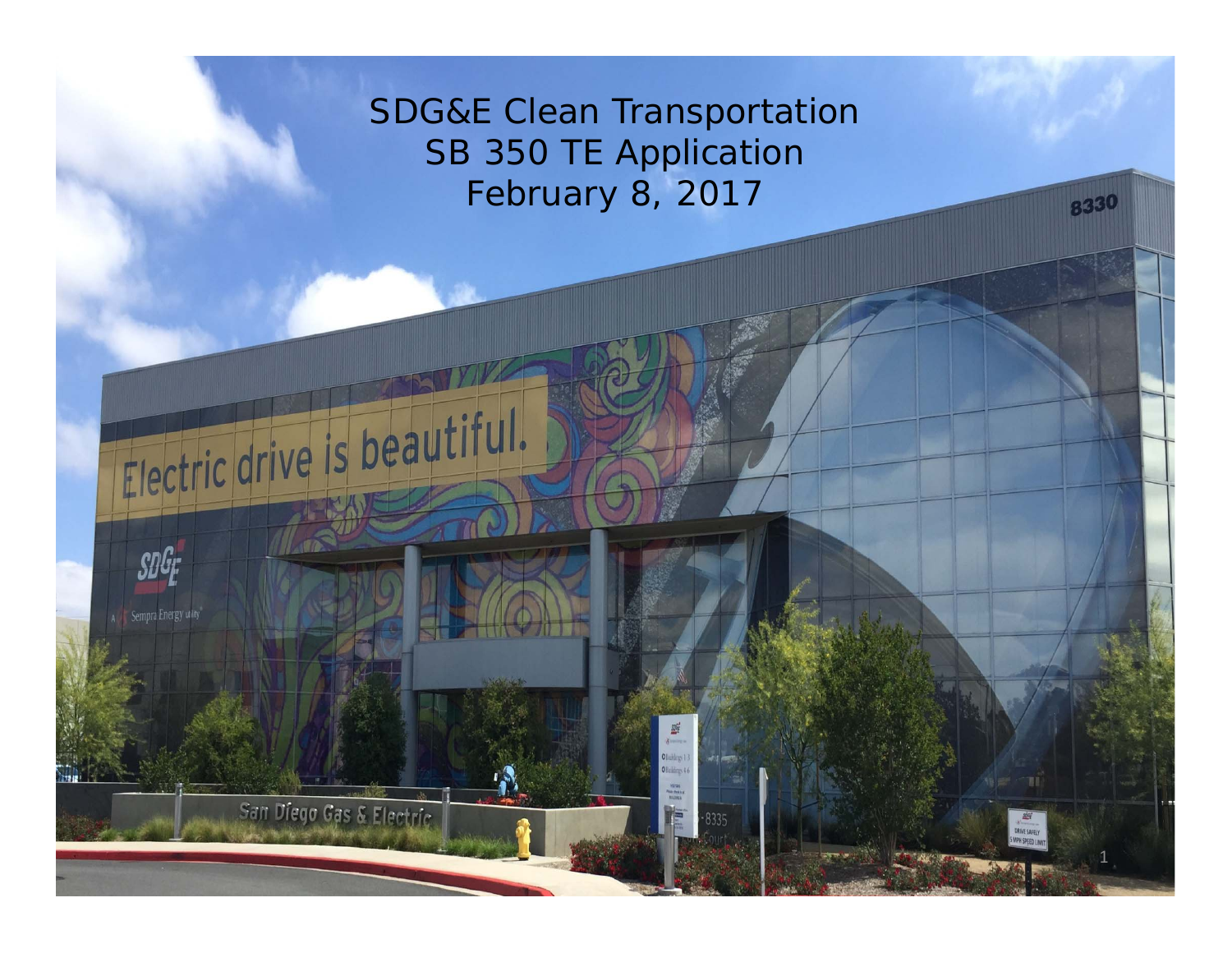# SDG&E Clean Transportation
## SB 350 TE Application
## February 8, 2017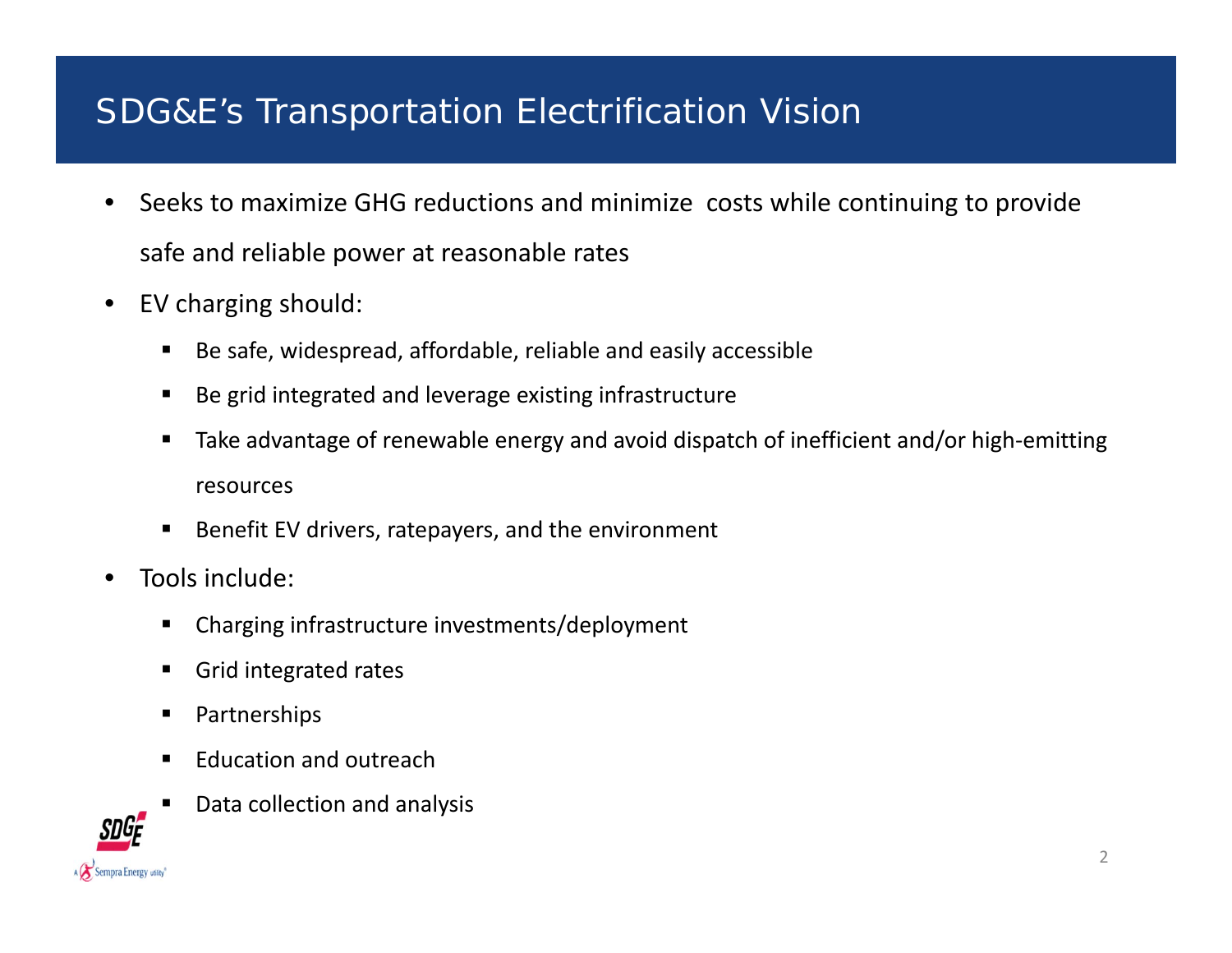# SDG&E's Transportation Electrification Vision

- Seeks to maximize GHG reductions and minimize costs while continuing to provide safe and reliable power at reasonable rates
- EV charging should:
  - Be safe, widespread, affordable, reliable and easily accessible
  - Be grid integrated and leverage existing infrastructure
  - Take advantage of renewable energy and avoid dispatch of inefficient and/or high-emitting resources
  - Benefit EV drivers, ratepayers, and the environment
- Tools include:
  - Charging infrastructure investments/deployment
  - Grid integrated rates
  - Partnerships
  - Education and outreach
  - Data collection and analysis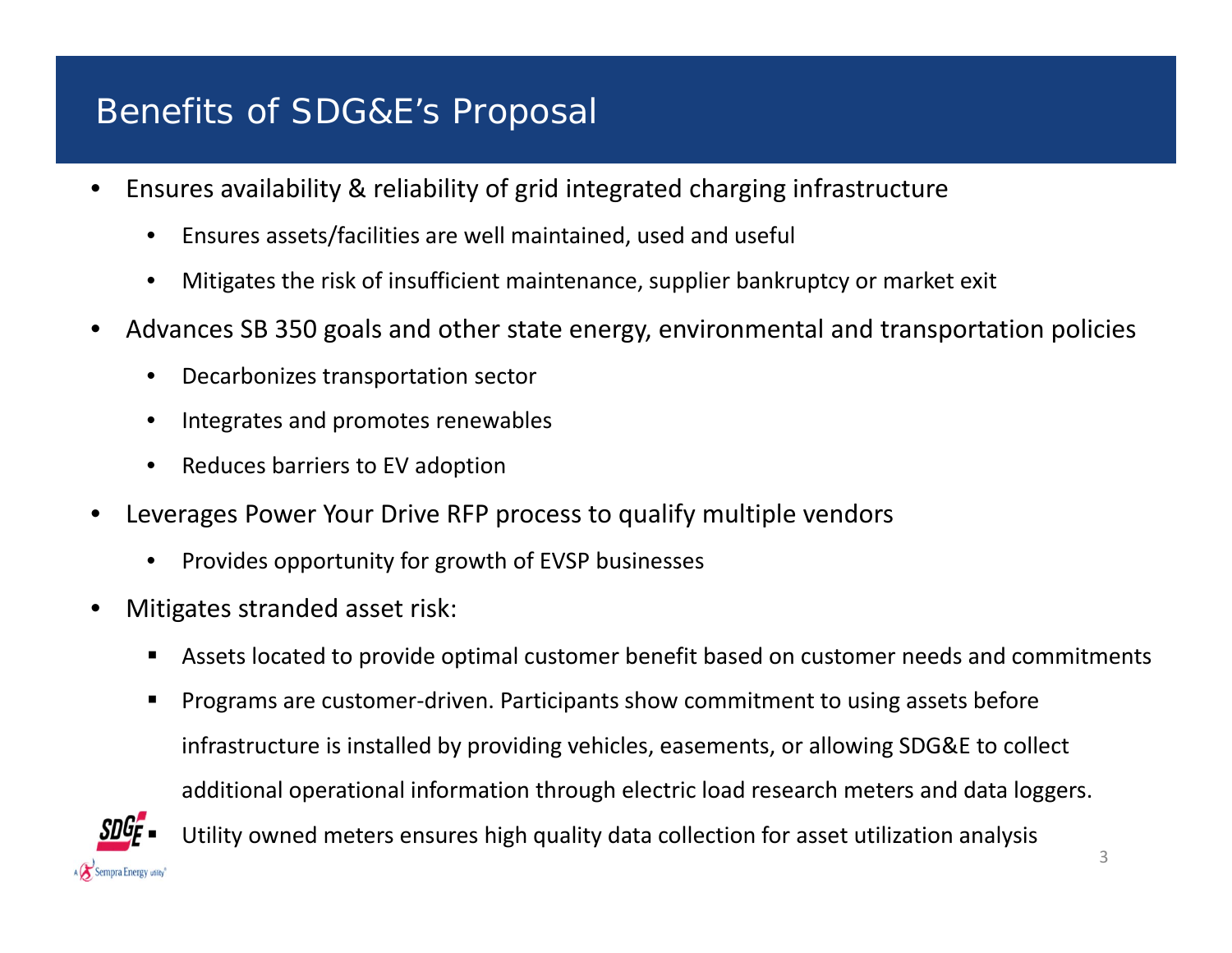# Benefits of SDG&E's Proposal

- Ensures availability & reliability of grid integrated charging infrastructure
  - Ensures assets/facilities are well maintained, used and useful
  - Mitigates the risk of insufficient maintenance, supplier bankruptcy or market exit
- Advances SB 350 goals and other state energy, environmental and transportation policies
  - Decarbonizes transportation sector
  - Integrates and promotes renewables
  - Reduces barriers to EV adoption
- Leverages Power Your Drive RFP process to qualify multiple vendors
  - Provides opportunity for growth of EVSP businesses
- Mitigates stranded asset risk:
  - Assets located to provide optimal customer benefit based on customer needs and commitments
  - Programs are customer-driven. Participants show commitment to using assets before infrastructure is installed by providing vehicles, easements, or allowing SDG&E to collect additional operational information through electric load research meters and data loggers.
  - Utility owned meters ensures high quality data collection for asset utilization analysis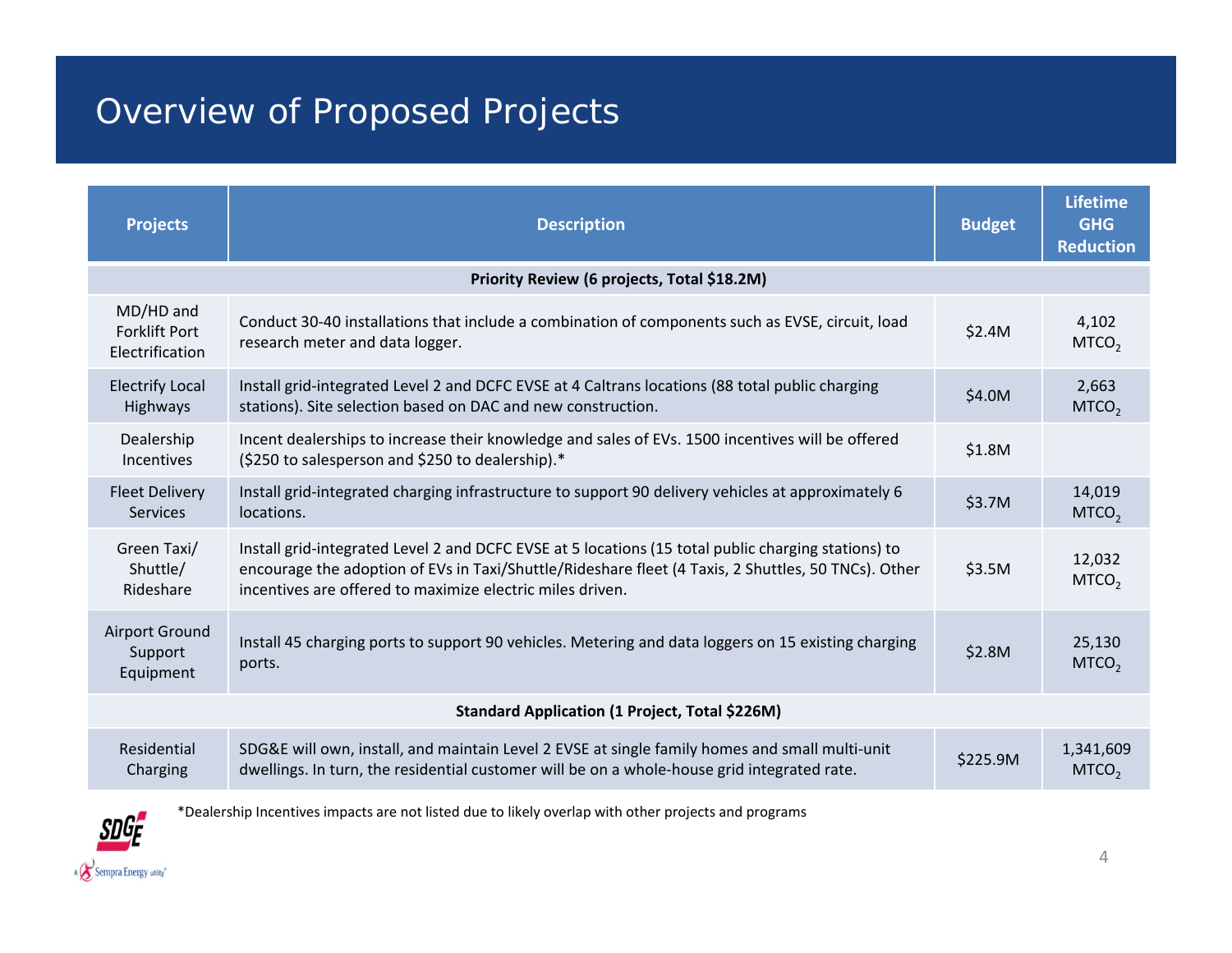# Overview of Proposed Projects

| Projects | Description | Budget | Lifetime GHG Reduction |
|---|---|---|---|
| **Priority Review (6 projects, Total $18.2M)** | | | |
| MD/HD and Forklift Port Electrification | Conduct 30-40 installations that include a combination of components such as EVSE, circuit, load research meter and data logger. | $2.4M | 4,102 $MTCO_2$ |
| Electrify Local Highways | Install grid-integrated Level 2 and DCFC EVSE at 4 Caltrans locations (88 total public charging stations). Site selection based on DAC and new construction. | $4.0M | 2,663 $MTCO_2$ |
| Dealership Incentives | Incent dealerships to increase their knowledge and sales of EVs. 1500 incentives will be offered ($250 to salesperson and $250 to dealership).* | $1.8M | |
| Fleet Delivery Services | Install grid-integrated charging infrastructure to support 90 delivery vehicles at approximately 6 locations. | $3.7M | 14,019 $MTCO_2$ |
| Green Taxi/ Shuttle/ Rideshare | Install grid-integrated Level 2 and DCFC EVSE at 5 locations (15 total public charging stations) to encourage the adoption of EVs in Taxi/Shuttle/Rideshare fleet (4 Taxis, 2 Shuttles, 50 TNCs). Other incentives are offered to maximize electric miles driven. | $3.5M | 12,032 $MTCO_2$ |
| Airport Ground Support Equipment | Install 45 charging ports to support 90 vehicles. Metering and data loggers on 15 existing charging ports. | $2.8M | 25,130 $MTCO_2$ |
| **Standard Application (1 Project, Total $226M)** | | | |
| Residential Charging | SDG&E will own, install, and maintain Level 2 EVSE at single family homes and small multi-unit dwellings. In turn, the residential customer will be on a whole-house grid integrated rate. | $225.9M | 1,341,609 $MTCO_2$ |

*Dealership Incentives impacts are not listed due to likely overlap with other projects and programs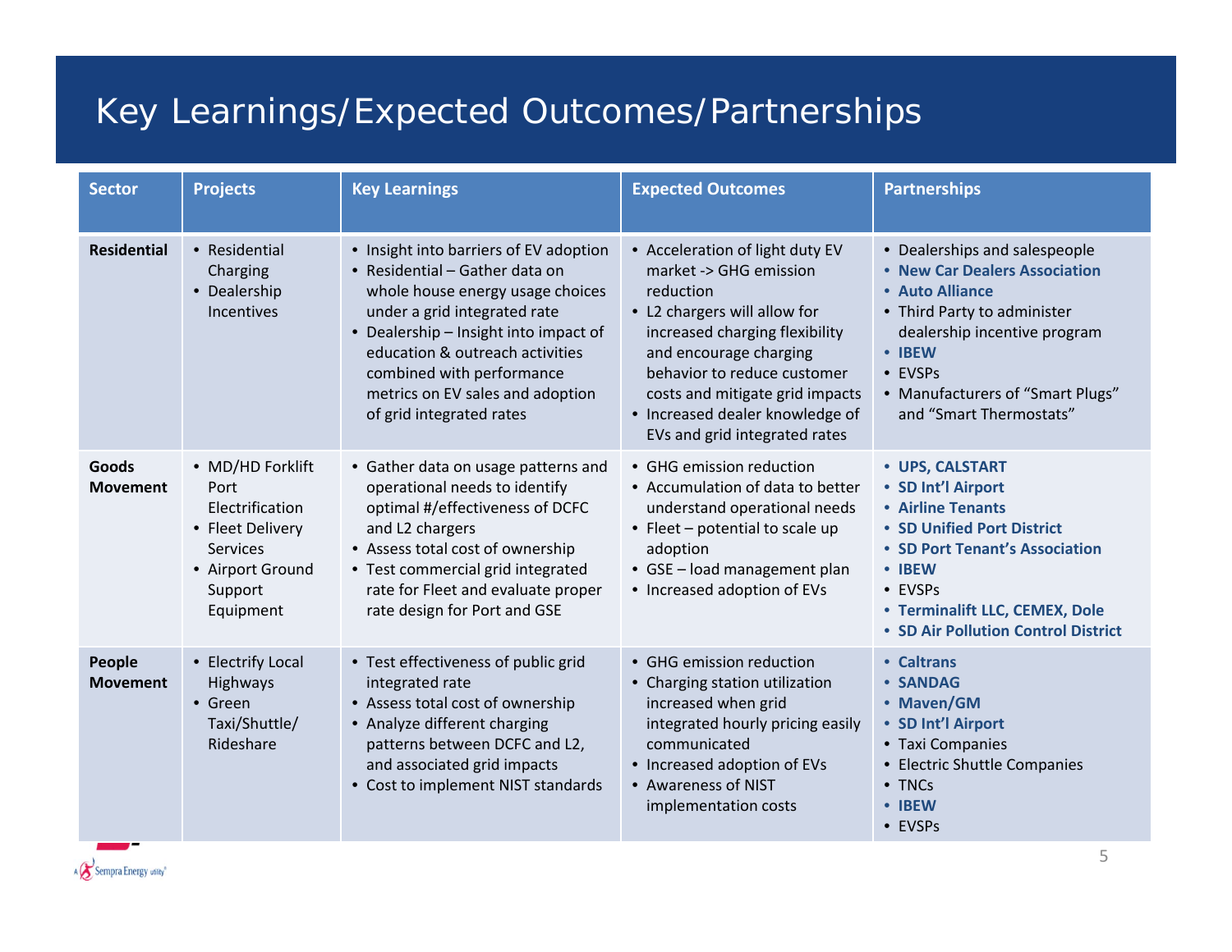# Key Learnings/Expected Outcomes/Partnerships

| Sector | Projects | Key Learnings | Expected Outcomes | Partnerships |
|---|---|---|---|---|
| **Residential** | • Residential Charging<br>• Dealership Incentives | • Insight into barriers of EV adoption<br>• Residential – Gather data on whole house energy usage choices under a grid integrated rate<br>• Dealership – Insight into impact of education & outreach activities combined with performance metrics on EV sales and adoption of grid integrated rates | • Acceleration of light duty EV market -> GHG emission reduction<br>• L2 chargers will allow for increased charging flexibility and encourage charging behavior to reduce customer costs and mitigate grid impacts<br>• Increased dealer knowledge of EVs and grid integrated rates | • Dealerships and salespeople<br>• **New Car Dealers Association**<br>• **Auto Alliance**<br>• Third Party to administer dealership incentive program<br>• **IBEW**<br>• EVSPs<br>• Manufacturers of "Smart Plugs" and "Smart Thermostats" |
| **Goods Movement** | • MD/HD Forklift Port Electrification<br>• Fleet Delivery Services<br>• Airport Ground Support Equipment | • Gather data on usage patterns and operational needs to identify optimal #/effectiveness of DCFC and L2 chargers<br>• Assess total cost of ownership<br>• Test commercial grid integrated rate for Fleet and evaluate proper rate design for Port and GSE | • GHG emission reduction<br>• Accumulation of data to better understand operational needs<br>• Fleet – potential to scale up adoption<br>• GSE – load management plan<br>• Increased adoption of EVs | • **UPS, CALSTART**<br>• **SD Int'l Airport**<br>• **Airline Tenants**<br>• **SD Unified Port District**<br>• **SD Port Tenant's Association**<br>• **IBEW**<br>• EVSPs<br>• **Terminalift LLC, CEMEX, Dole**<br>• **SD Air Pollution Control District** |
| **People Movement** | • Electrify Local Highways<br>• Green Taxi/Shuttle/ Rideshare | • Test effectiveness of public grid integrated rate<br>• Assess total cost of ownership<br>• Analyze different charging patterns between DCFC and L2, and associated grid impacts<br>• Cost to implement NIST standards | • GHG emission reduction<br>• Charging station utilization increased when grid integrated hourly pricing easily communicated<br>• Increased adoption of EVs<br>• Awareness of NIST implementation costs | • **Caltrans**<br>• **SANDAG**<br>• **Maven/GM**<br>• **SD Int'l Airport**<br>• Taxi Companies<br>• Electric Shuttle Companies<br>• TNCs<br>• **IBEW**<br>• EVSPs |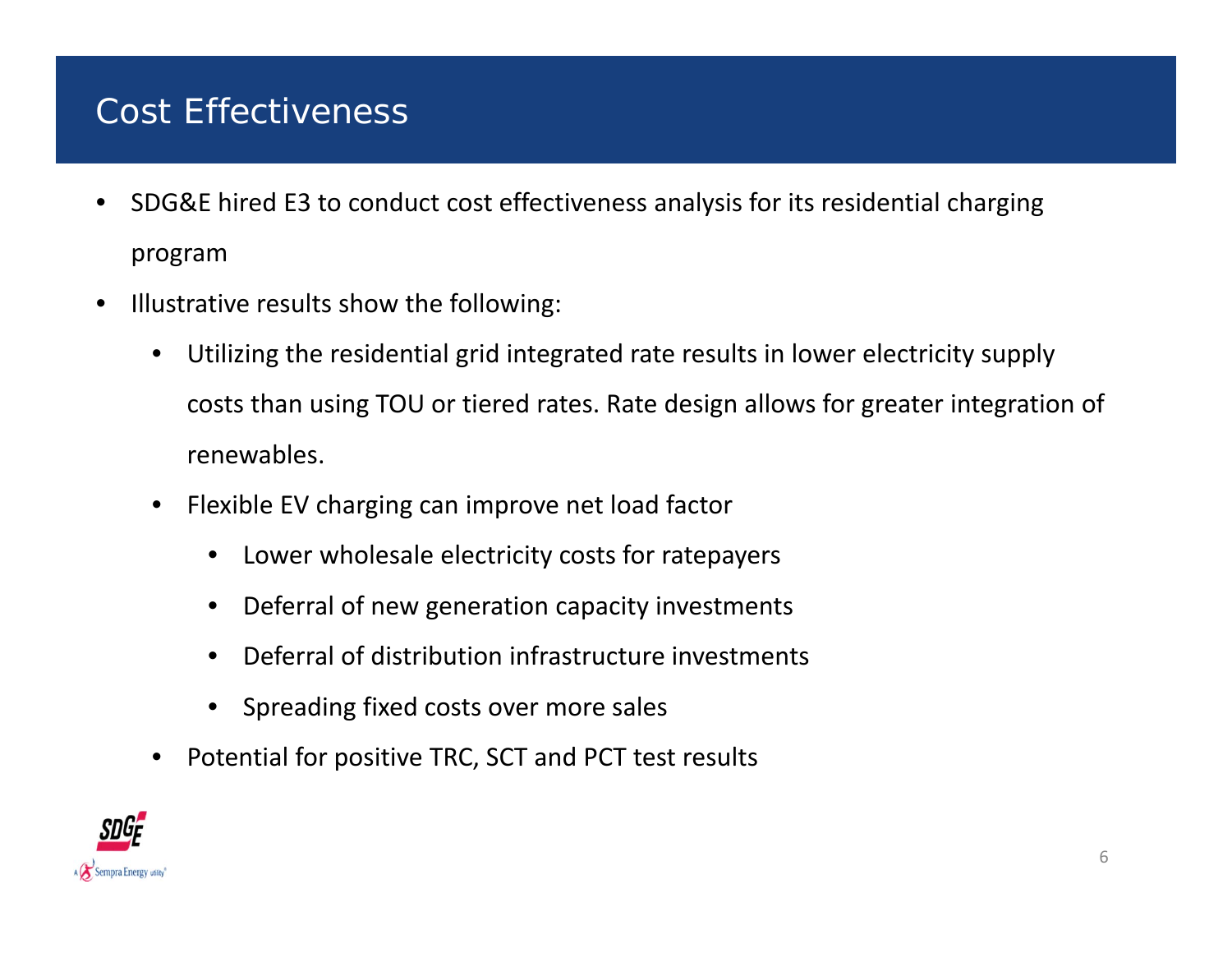# Cost Effectiveness

- SDG&E hired E3 to conduct cost effectiveness analysis for its residential charging program
- Illustrative results show the following:
  - Utilizing the residential grid integrated rate results in lower electricity supply costs than using TOU or tiered rates. Rate design allows for greater integration of renewables.
  - Flexible EV charging can improve net load factor
    - Lower wholesale electricity costs for ratepayers
    - Deferral of new generation capacity investments
    - Deferral of distribution infrastructure investments
    - Spreading fixed costs over more sales
  - Potential for positive TRC, SCT and PCT test results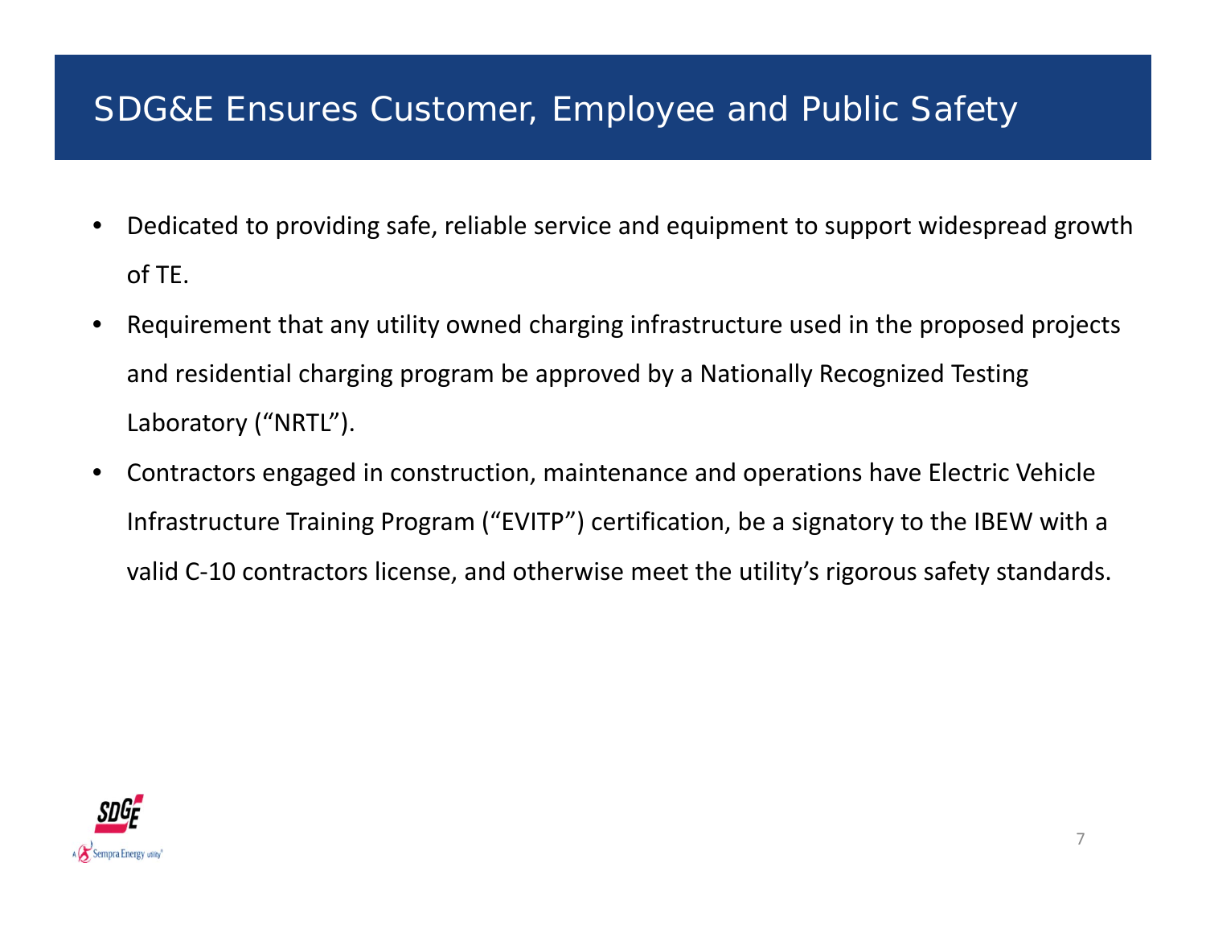# SDG&E Ensures Customer, Employee and Public Safety

- Dedicated to providing safe, reliable service and equipment to support widespread growth of TE.
- Requirement that any utility owned charging infrastructure used in the proposed projects and residential charging program be approved by a Nationally Recognized Testing Laboratory ("NRTL").
- Contractors engaged in construction, maintenance and operations have Electric Vehicle Infrastructure Training Program ("EVITP") certification, be a signatory to the IBEW with a valid C-10 contractors license, and otherwise meet the utility's rigorous safety standards.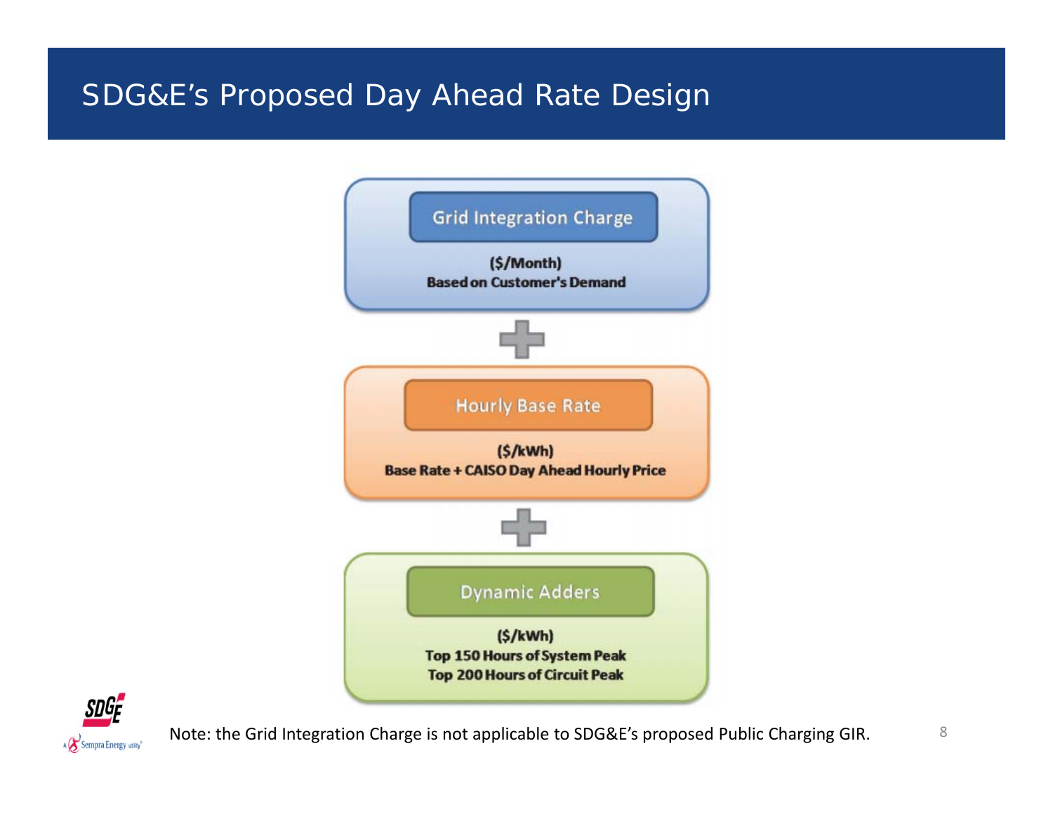# SDG&E's Proposed Day Ahead Rate Design

**Grid Integration Charge**

**($/Month)**
**Based on Customer's Demand**

+

**Hourly Base Rate**

**($/kWh)**
**Base Rate + CAISO Day Ahead Hourly Price**

+

**Dynamic Adders**

**($/kWh)**
**Top 150 Hours of System Peak**
**Top 200 Hours of Circuit Peak**

Note: the Grid Integration Charge is not applicable to SDG&E's proposed Public Charging GIR.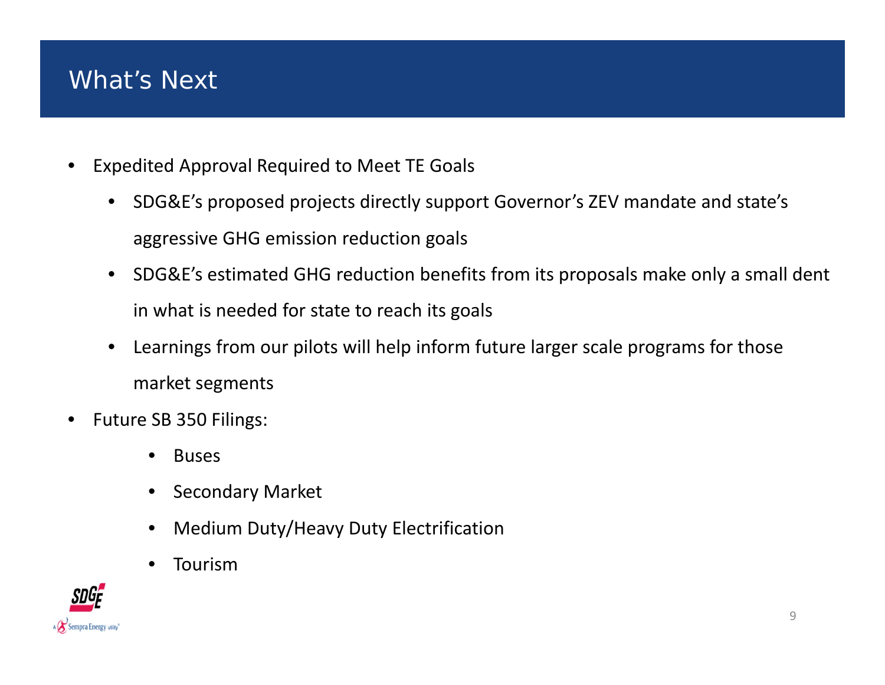# What's Next

- Expedited Approval Required to Meet TE Goals
  - SDG&E's proposed projects directly support Governor's ZEV mandate and state's aggressive GHG emission reduction goals
  - SDG&E's estimated GHG reduction benefits from its proposals make only a small dent in what is needed for state to reach its goals
  - Learnings from our pilots will help inform future larger scale programs for those market segments
- Future SB 350 Filings:
  - Buses
  - Secondary Market
  - Medium Duty/Heavy Duty Electrification
  - Tourism